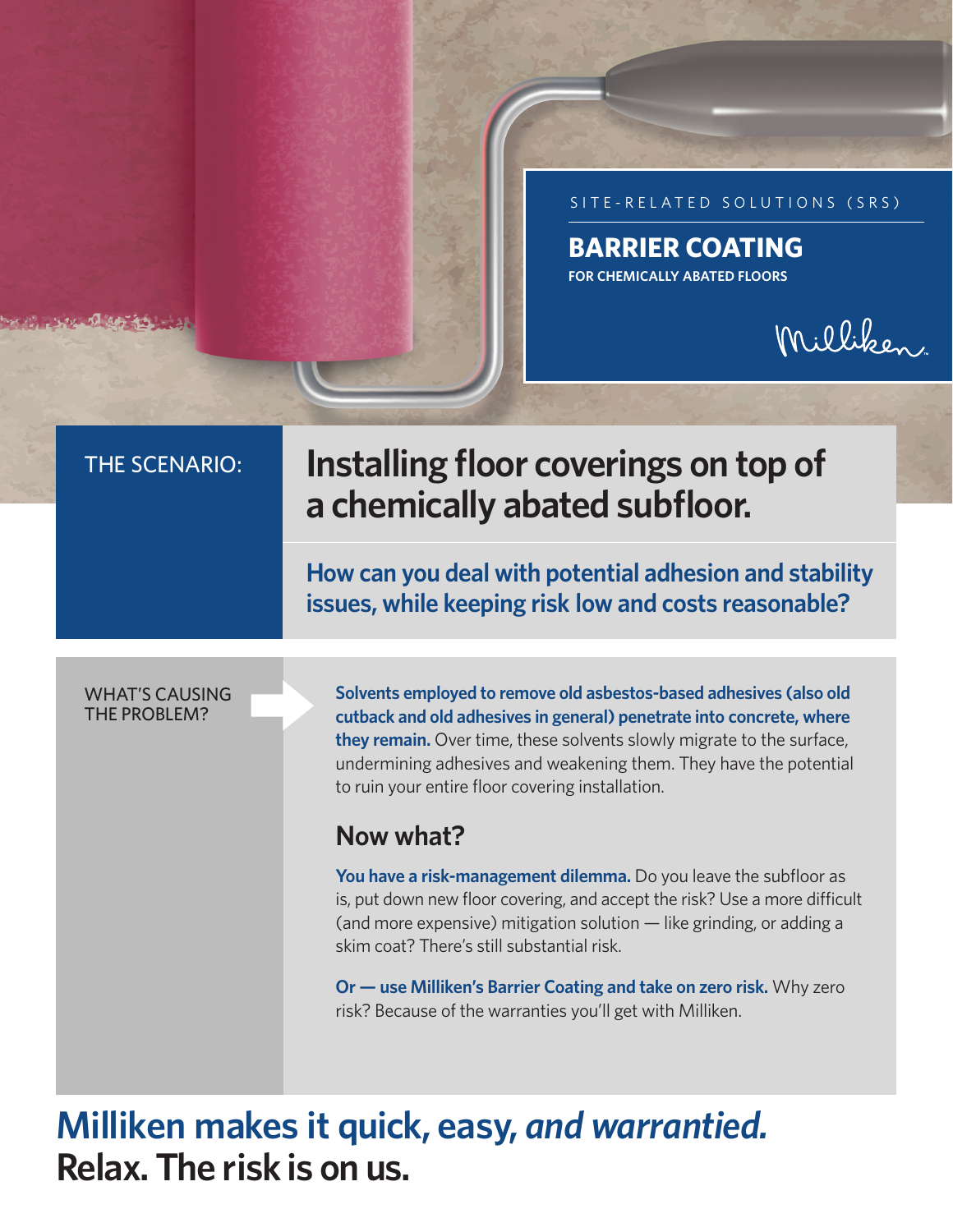SITE-RELATED SOLUTIONS (SRS)

# BARRIER COATING

**FOR CHEMICALLY ABATED FLOORS**

Milliken

THE SCENARIO:

## Installing floor coverings on top of a chemically abated subfloor.

**How can you deal with potential adhesion and stability issues, while keeping risk low and costs reasonable?**

WHAT'S CAUSING THE PROBLEM?

**Solvents employed to remove old asbestos-based adhesives (also old cutback and old adhesives in general) penetrate into concrete, where they remain.** Over time, these solvents slowly migrate to the surface, undermining adhesives and weakening them. They have the potential to ruin your entire floor covering installation.

### Now what?

**You have a risk-management dilemma.** Do you leave the subfloor as is, put down new floor covering, and accept the risk? Use a more difficult (and more expensive) mitigation solution — like grinding, or adding a skim coat? There's still substantial risk.

**Or — use Milliken's Barrier Coating and take on zero risk.** Why zero risk? Because of the warranties you'll get with Milliken.

## Milliken makes it quick, easy, *and warrantied.*

## Relax. The risk is on us.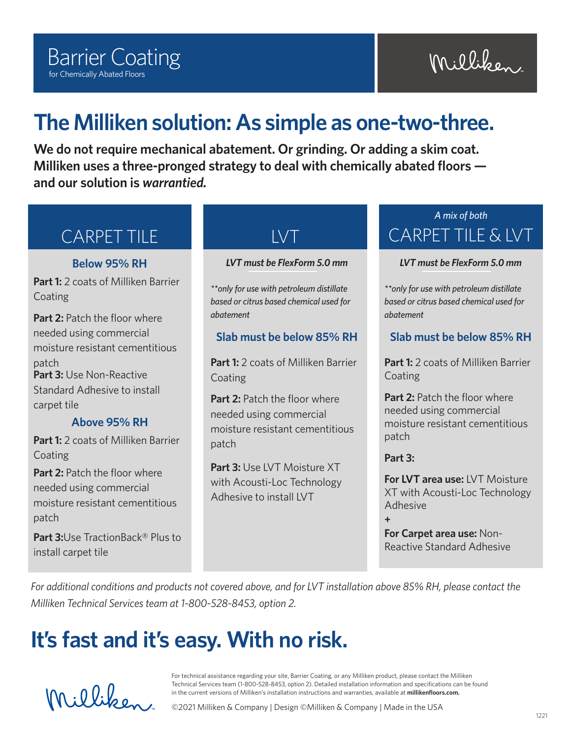Barrier Coating
for Chemically Abated Floors

Milliken

# The Milliken solution: As simple as one-two-three.

**We do not require mechanical abatement. Or grinding. Or adding a skim coat. Milliken uses a three-pronged strategy to deal with chemically abated floors — and our solution is *warrantied.***

## CARPET TILE

### Below 95% RH

**Part 1:** 2 coats of Milliken Barrier Coating

**Part 2:** Patch the floor where needed using commercial moisture resistant cementitious patch

**Part 3:** Use Non-Reactive Standard Adhesive to install carpet tile

### Above 95% RH

**Part 1:** 2 coats of Milliken Barrier Coating

**Part 2:** Patch the floor where needed using commercial moisture resistant cementitious patch

**Part 3:** Use TractionBack® Plus to install carpet tile

## LVT

***LVT must be FlexForm 5.0 mm***

*\*\*only for use with petroleum distillate based or citrus based chemical used for abatement*

### Slab must be below 85% RH

**Part 1:** 2 coats of Milliken Barrier Coating

**Part 2:** Patch the floor where needed using commercial moisture resistant cementitious patch

**Part 3:** Use LVT Moisture XT with Acousti-Loc Technology Adhesive to install LVT

## *A mix of both* CARPET TILE & LVT

***LVT must be FlexForm 5.0 mm***

*\*\*only for use with petroleum distillate based or citrus based chemical used for abatement*

### Slab must be below 85% RH

**Part 1:** 2 coats of Milliken Barrier Coating

**Part 2:** Patch the floor where needed using commercial moisture resistant cementitious patch

**Part 3:**

**For LVT area use:** LVT Moisture XT with Acousti-Loc Technology Adhesive

**+**

**For Carpet area use:** Non-Reactive Standard Adhesive

*For additional conditions and products not covered above, and for LVT installation above 85% RH, please contact the Milliken Technical Services team at 1-800-528-8453, option 2.*

# It's fast and it's easy. With no risk.

Milliken

For technical assistance regarding your site, Barrier Coating, or any Milliken product, please contact the Milliken Technical Services team (1-800-528-8453, option 2). Detailed installation information and specifications can be found in the current versions of Milliken's installation instructions and warranties, available at **millikenfloors.com.**

©2021 Milliken & Company | Design ©Milliken & Company | Made in the USA

1221